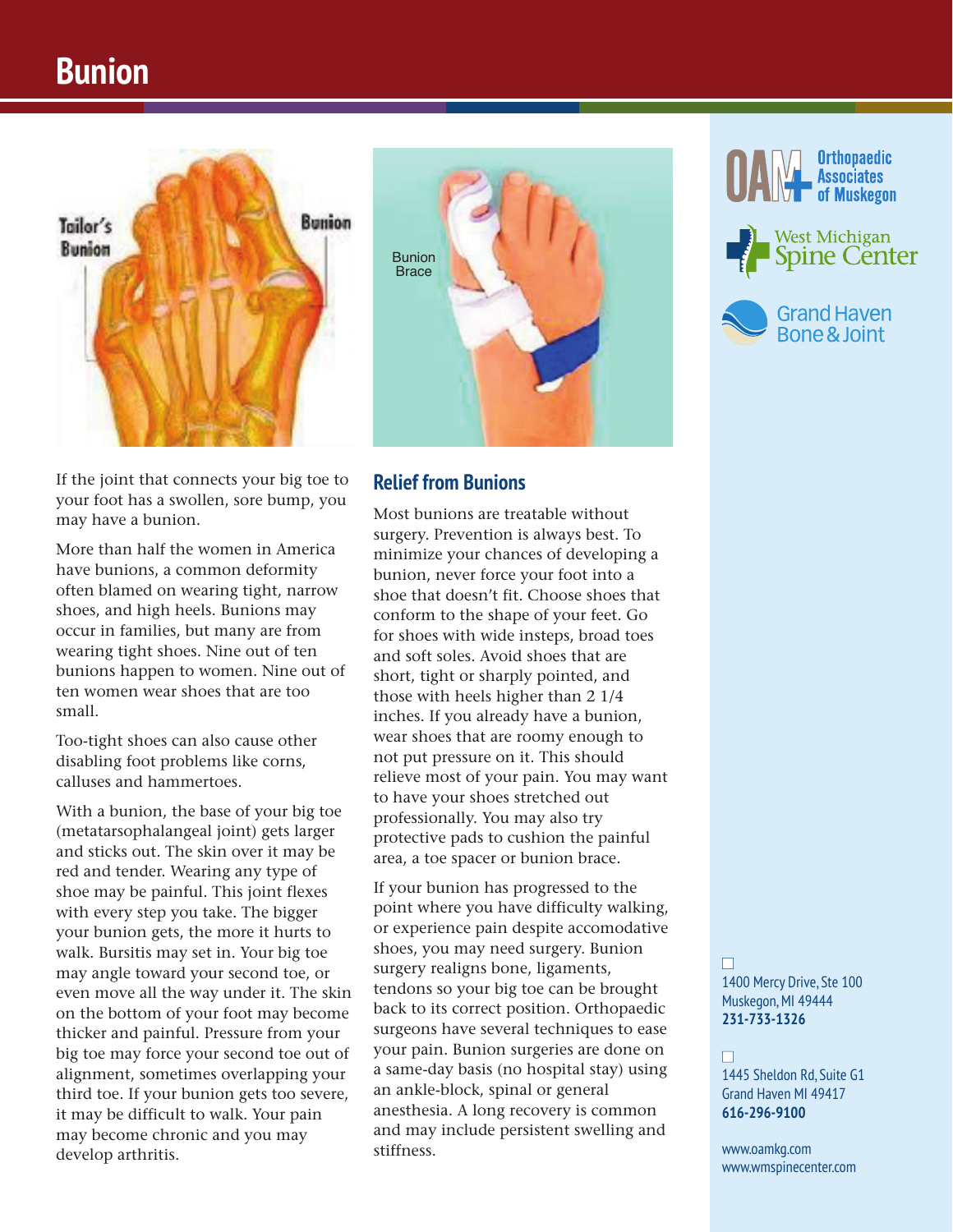# Bunion

If the joint that connects your big toe to your foot has a swollen, sore bump, you may have a bunion.

More than half the women in America have bunions, a common deformity often blamed on wearing tight, narrow shoes, and high heels. Bunions may occur in families, but many are from wearing tight shoes. Nine out of ten bunions happen to women. Nine out of ten women wear shoes that are too small.

Too-tight shoes can also cause other disabling foot problems like corns, calluses and hammertoes.

With a bunion, the base of your big toe (metatarsophalangeal joint) gets larger and sticks out. The skin over it may be red and tender. Wearing any type of shoe may be painful. This joint flexes with every step you take. The bigger your bunion gets, the more it hurts to walk. Bursitis may set in. Your big toe may angle toward your second toe, or even move all the way under it. The skin on the bottom of your foot may become thicker and painful. Pressure from your big toe may force your second toe out of alignment, sometimes overlapping your third toe. If your bunion gets too severe, it may be difficult to walk. Your pain may become chronic and you may develop arthritis.

## Relief from Bunions

Most bunions are treatable without surgery. Prevention is always best. To minimize your chances of developing a bunion, never force your foot into a shoe that doesn't fit. Choose shoes that conform to the shape of your feet. Go for shoes with wide insteps, broad toes and soft soles. Avoid shoes that are short, tight or sharply pointed, and those with heels higher than 2 1/4 inches. If you already have a bunion, wear shoes that are roomy enough to not put pressure on it. This should relieve most of your pain. You may want to have your shoes stretched out professionally. You may also try protective pads to cushion the painful area, a toe spacer or bunion brace.

If your bunion has progressed to the point where you have difficulty walking, or experience pain despite accomodative shoes, you may need surgery. Bunion surgery realigns bone, ligaments, tendons so your big toe can be brought back to its correct position. Orthopaedic surgeons have several techniques to ease your pain. Bunion surgeries are done on a same-day basis (no hospital stay) using an ankle-block, spinal or general anesthesia. A long recovery is common and may include persistent swelling and stiffness.

OAM Orthopaedic Associates of Muskegon

West Michigan Spine Center

Grand Haven Bone & Joint

1400 Mercy Drive, Ste 100
Muskegon, MI 49444
**231-733-1326**

1445 Sheldon Rd, Suite G1
Grand Haven MI 49417
**616-296-9100**

www.oamkg.com
www.wmspinecenter.com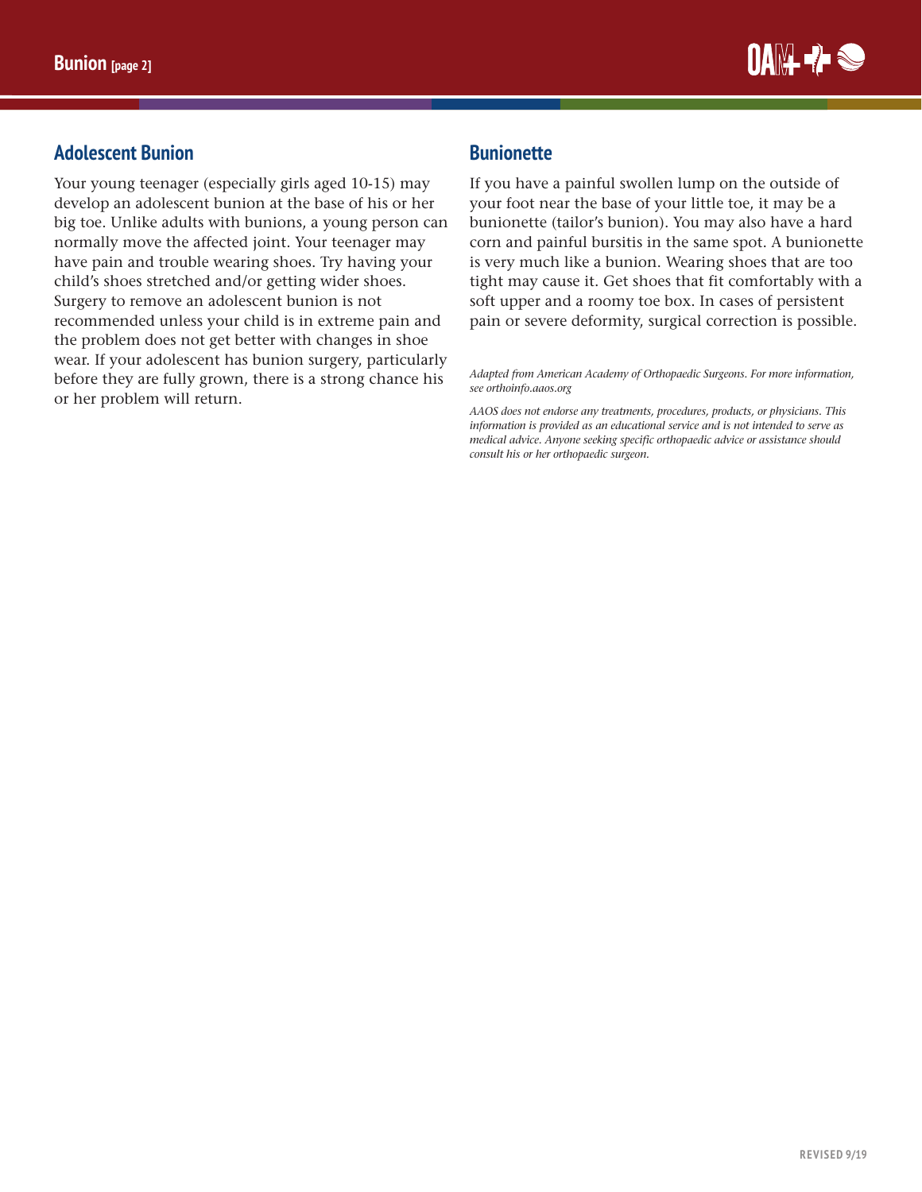## Adolescent Bunion

Your young teenager (especially girls aged 10-15) may develop an adolescent bunion at the base of his or her big toe. Unlike adults with bunions, a young person can normally move the affected joint. Your teenager may have pain and trouble wearing shoes. Try having your child's shoes stretched and/or getting wider shoes. Surgery to remove an adolescent bunion is not recommended unless your child is in extreme pain and the problem does not get better with changes in shoe wear. If your adolescent has bunion surgery, particularly before they are fully grown, there is a strong chance his or her problem will return.

## Bunionette

If you have a painful swollen lump on the outside of your foot near the base of your little toe, it may be a bunionette (tailor's bunion). You may also have a hard corn and painful bursitis in the same spot. A bunionette is very much like a bunion. Wearing shoes that are too tight may cause it. Get shoes that fit comfortably with a soft upper and a roomy toe box. In cases of persistent pain or severe deformity, surgical correction is possible.

*Adapted from American Academy of Orthopaedic Surgeons. For more information, see orthoinfo.aaos.org*

*AAOS does not endorse any treatments, procedures, products, or physicians. This information is provided as an educational service and is not intended to serve as medical advice. Anyone seeking specific orthopaedic advice or assistance should consult his or her orthopaedic surgeon.*

REVISED 9/19